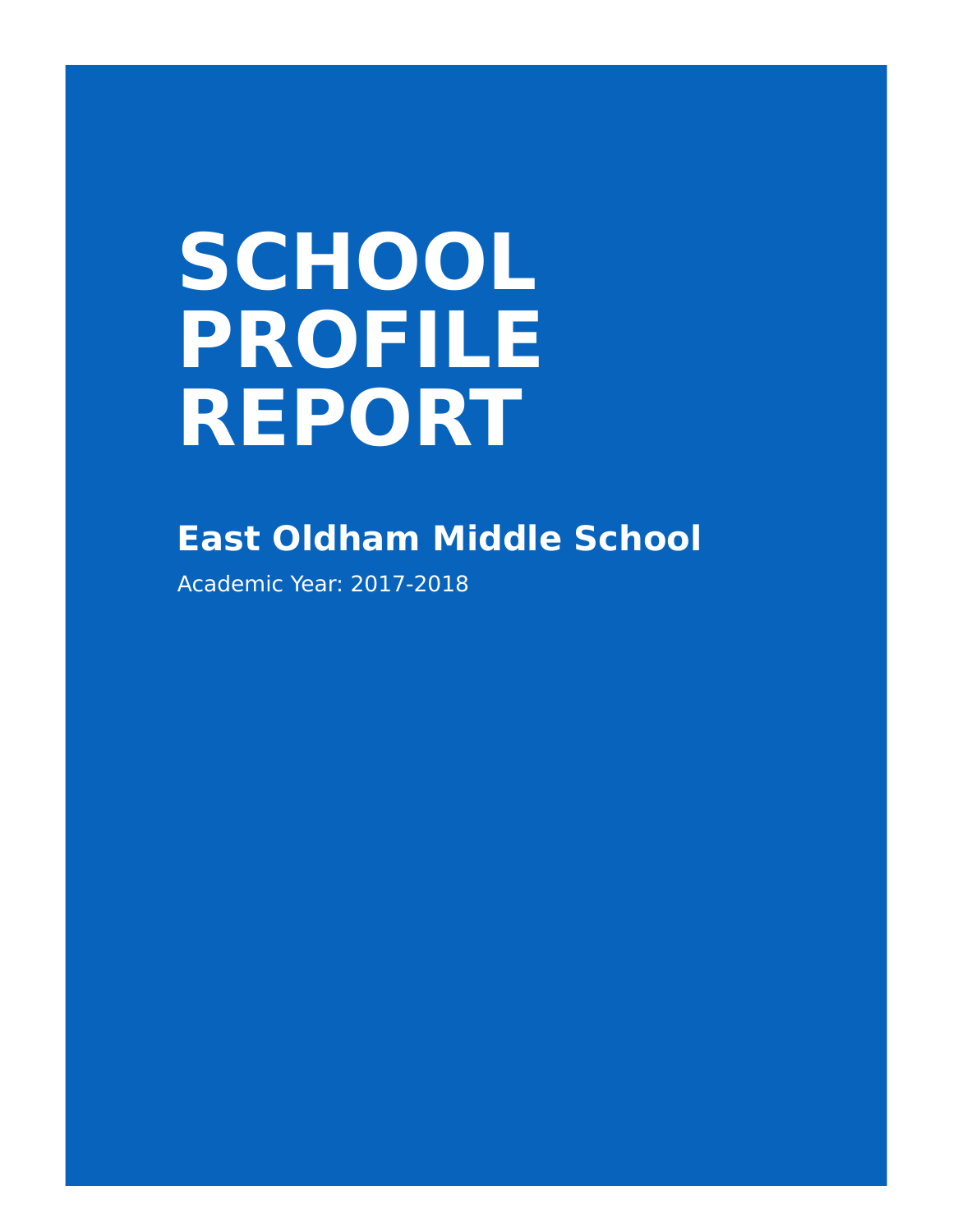# SCHOOL PROFILE REPORT

## East Oldham Middle School

Academic Year: 2017-2018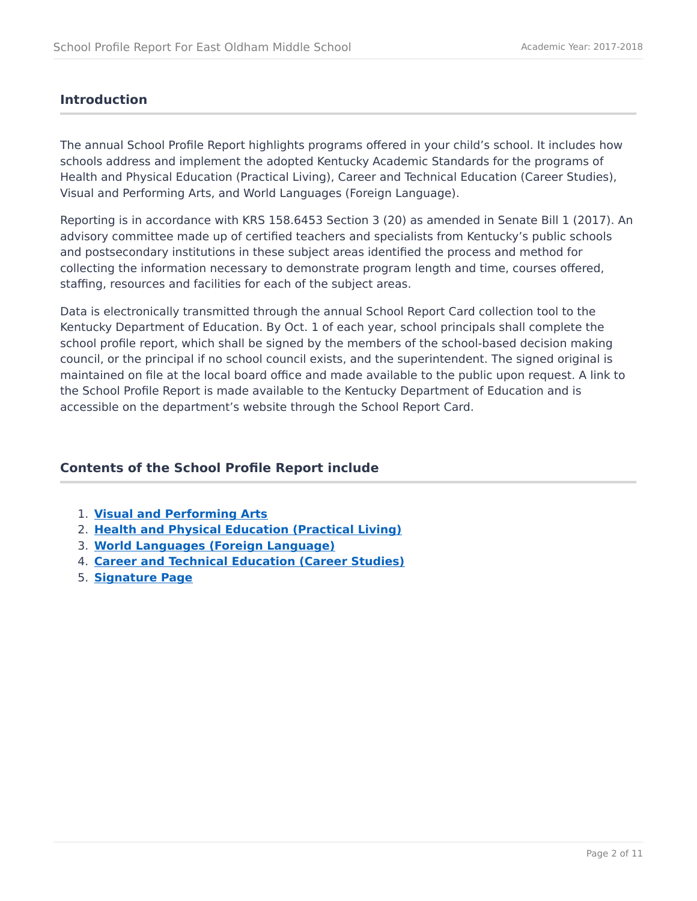## Introduction

The annual School Profile Report highlights programs offered in your child's school. It includes how schools address and implement the adopted Kentucky Academic Standards for the programs of Health and Physical Education (Practical Living), Career and Technical Education (Career Studies), Visual and Performing Arts, and World Languages (Foreign Language).

Reporting is in accordance with KRS 158.6453 Section 3 (20) as amended in Senate Bill 1 (2017). An advisory committee made up of certified teachers and specialists from Kentucky's public schools and postsecondary institutions in these subject areas identified the process and method for collecting the information necessary to demonstrate program length and time, courses offered, staffing, resources and facilities for each of the subject areas.

Data is electronically transmitted through the annual School Report Card collection tool to the Kentucky Department of Education. By Oct. 1 of each year, school principals shall complete the school profile report, which shall be signed by the members of the school-based decision making council, or the principal if no school council exists, and the superintendent. The signed original is maintained on file at the local board office and made available to the public upon request. A link to the School Profile Report is made available to the Kentucky Department of Education and is accessible on the department's website through the School Report Card.

## Contents of the School Profile Report include

1. **Visual and Performing Arts**
2. **Health and Physical Education (Practical Living)**
3. **World Languages (Foreign Language)**
4. **Career and Technical Education (Career Studies)**
5. **Signature Page**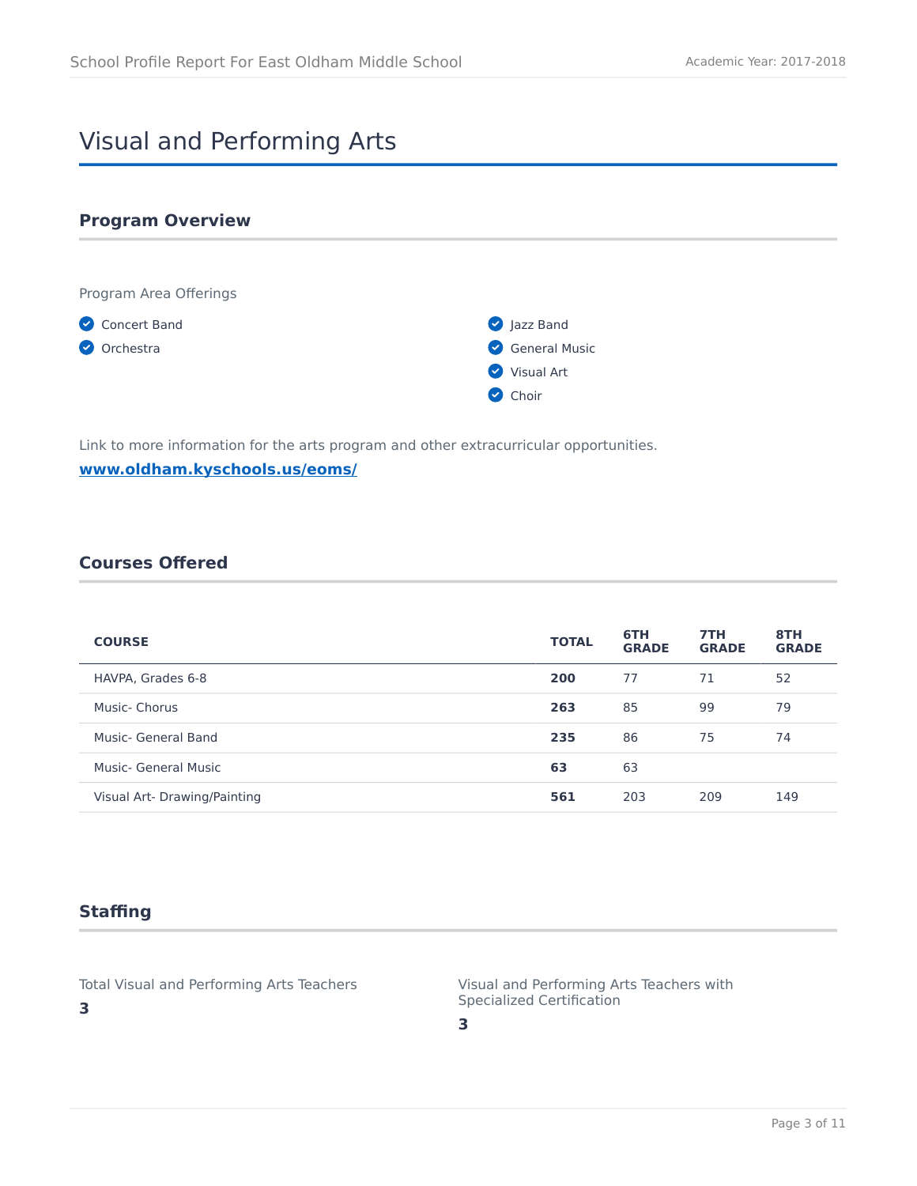# Visual and Performing Arts

## Program Overview

Program Area Offerings

- Concert Band
- Orchestra
- Jazz Band
- General Music
- Visual Art
- Choir

Link to more information for the arts program and other extracurricular opportunities.

**[www.oldham.kyschools.us/eoms/](www.oldham.kyschools.us/eoms/)**

## Courses Offered

| COURSE | TOTAL | 6TH GRADE | 7TH GRADE | 8TH GRADE |
|---|---|---|---|---|
| HAVPA, Grades 6-8 | **200** | 77 | 71 | 52 |
| Music- Chorus | **263** | 85 | 99 | 79 |
| Music- General Band | **235** | 86 | 75 | 74 |
| Music- General Music | **63** | 63 | | |
| Visual Art- Drawing/Painting | **561** | 203 | 209 | 149 |

## Staffing

Total Visual and Performing Arts Teachers

**3**

Visual and Performing Arts Teachers with Specialized Certification

**3**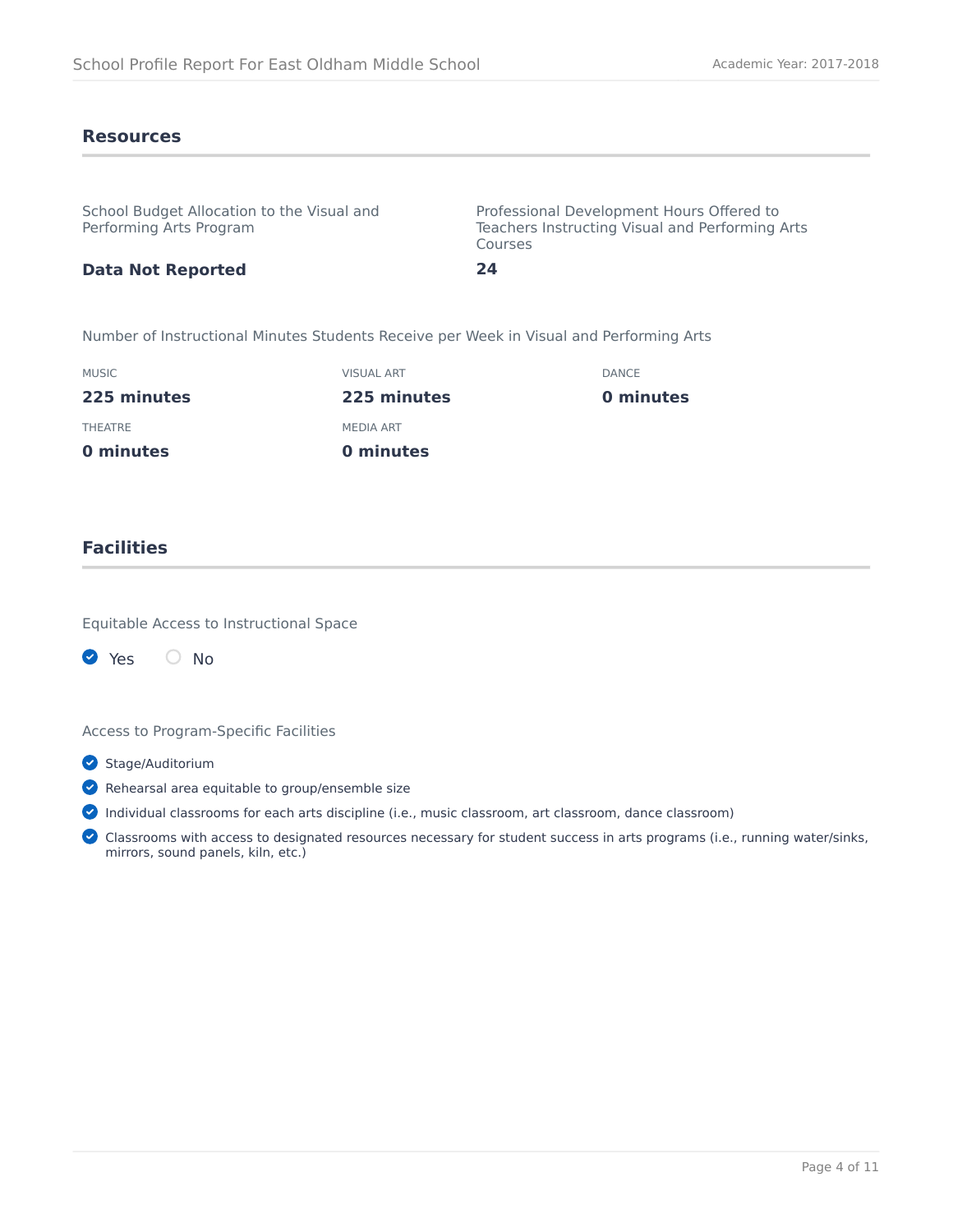## Resources

School Budget Allocation to the Visual and Performing Arts Program

**Data Not Reported**

Professional Development Hours Offered to Teachers Instructing Visual and Performing Arts Courses

**24**

Number of Instructional Minutes Students Receive per Week in Visual and Performing Arts

| MUSIC | VISUAL ART | DANCE |
|---|---|---|
| **225 minutes** | **225 minutes** | **0 minutes** |
| THEATRE | MEDIA ART | |
| **0 minutes** | **0 minutes** | |

## Facilities

Equitable Access to Instructional Space

- [x] Yes
- [ ] No

Access to Program-Specific Facilities

- [x] Stage/Auditorium
- [x] Rehearsal area equitable to group/ensemble size
- [x] Individual classrooms for each arts discipline (i.e., music classroom, art classroom, dance classroom)
- [x] Classrooms with access to designated resources necessary for student success in arts programs (i.e., running water/sinks, mirrors, sound panels, kiln, etc.)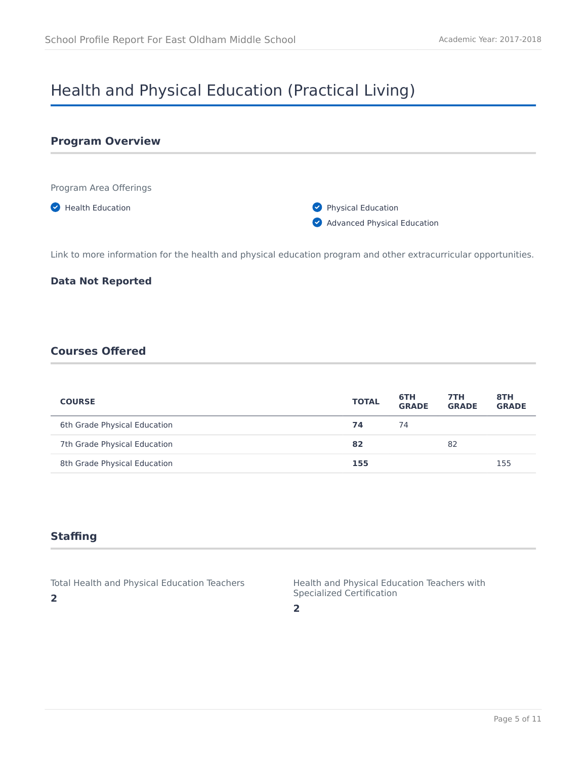# Health and Physical Education (Practical Living)

## Program Overview

Program Area Offerings

- Health Education
- Physical Education
- Advanced Physical Education

Link to more information for the health and physical education program and other extracurricular opportunities.

**Data Not Reported**

## Courses Offered

| COURSE | TOTAL | 6TH GRADE | 7TH GRADE | 8TH GRADE |
|---|---|---|---|---|
| 6th Grade Physical Education | **74** | 74 | | |
| 7th Grade Physical Education | **82** | | 82 | |
| 8th Grade Physical Education | **155** | | | 155 |

## Staffing

Total Health and Physical Education Teachers

**2**

Health and Physical Education Teachers with Specialized Certification

**2**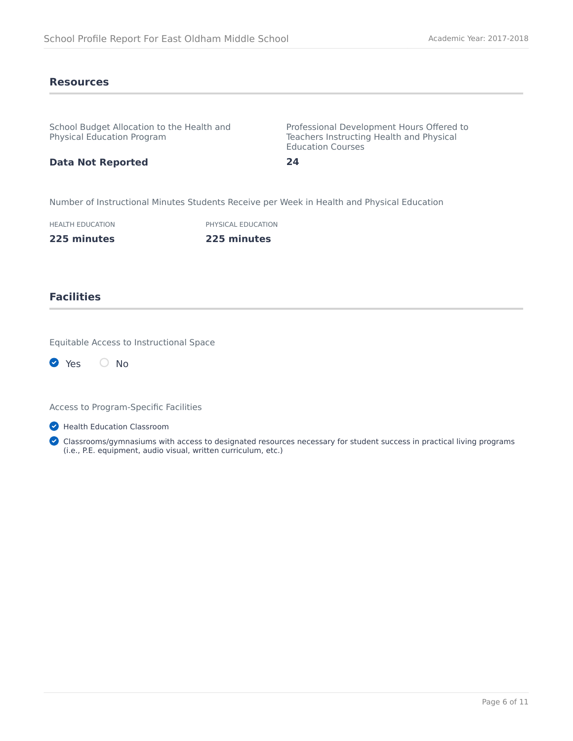## Resources

School Budget Allocation to the Health and Physical Education Program

**Data Not Reported**

Professional Development Hours Offered to Teachers Instructing Health and Physical Education Courses

**24**

Number of Instructional Minutes Students Receive per Week in Health and Physical Education

| HEALTH EDUCATION | PHYSICAL EDUCATION |
| --- | --- |
| **225 minutes** | **225 minutes** |

## Facilities

Equitable Access to Instructional Space

- [x] Yes
- [ ] No

Access to Program-Specific Facilities

- [x] Health Education Classroom
- [x] Classrooms/gymnasiums with access to designated resources necessary for student success in practical living programs (i.e., P.E. equipment, audio visual, written curriculum, etc.)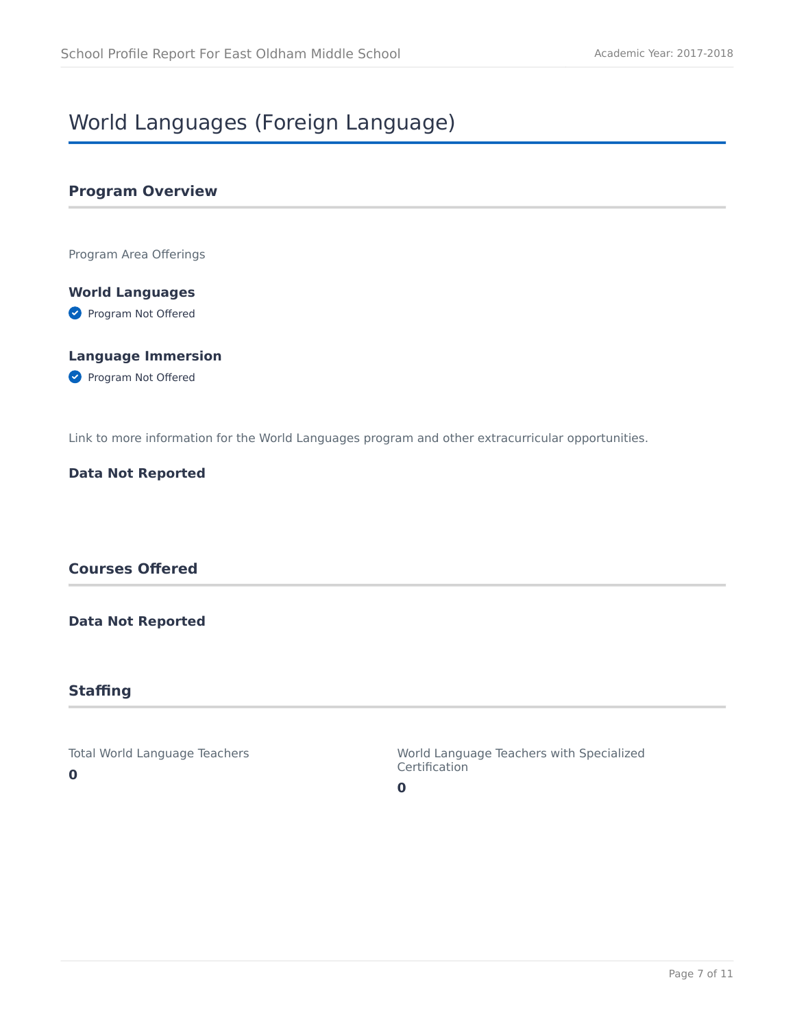# World Languages (Foreign Language)

## Program Overview

Program Area Offerings

**World Languages**

- Program Not Offered

**Language Immersion**

- Program Not Offered

Link to more information for the World Languages program and other extracurricular opportunities.

**Data Not Reported**

## Courses Offered

**Data Not Reported**

## Staffing

Total World Language Teachers

**0**

World Language Teachers with Specialized Certification

**0**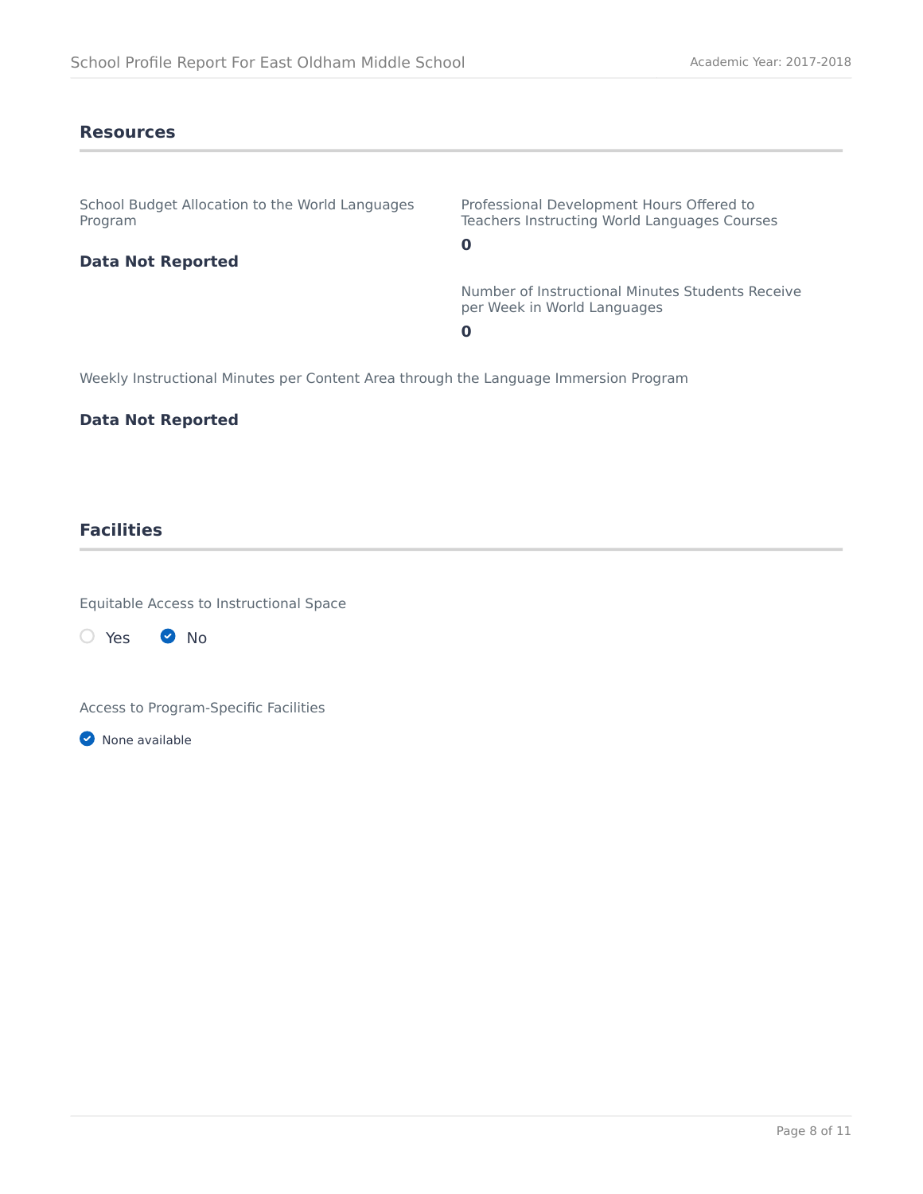## Resources

School Budget Allocation to the World Languages Program

**Data Not Reported**

Professional Development Hours Offered to Teachers Instructing World Languages Courses

**0**

Number of Instructional Minutes Students Receive per Week in World Languages

**0**

Weekly Instructional Minutes per Content Area through the Language Immersion Program

**Data Not Reported**

## Facilities

Equitable Access to Instructional Space

- [ ] Yes
- [x] No

Access to Program-Specific Facilities

- [x] None available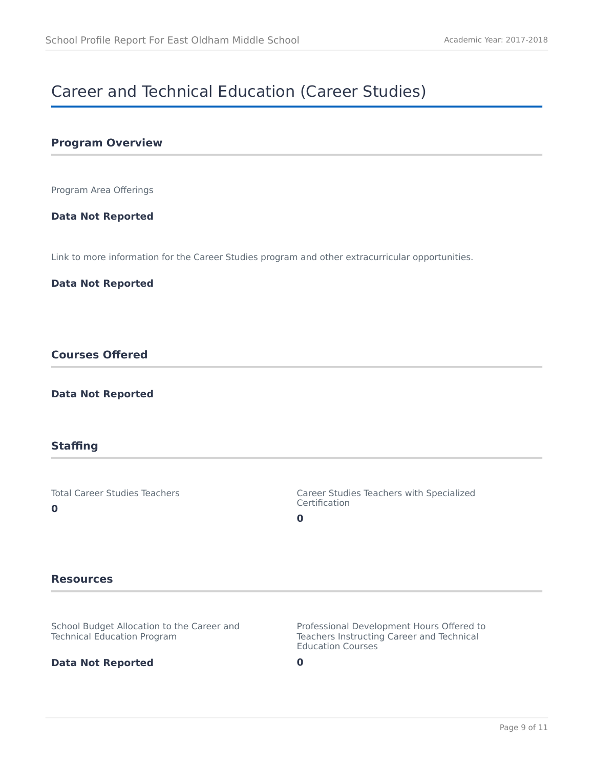# Career and Technical Education (Career Studies)

## Program Overview

Program Area Offerings

**Data Not Reported**

Link to more information for the Career Studies program and other extracurricular opportunities.

**Data Not Reported**

## Courses Offered

**Data Not Reported**

## Staffing

Total Career Studies Teachers

**0**

Career Studies Teachers with Specialized Certification

**0**

## Resources

School Budget Allocation to the Career and Technical Education Program

**Data Not Reported**

Professional Development Hours Offered to Teachers Instructing Career and Technical Education Courses

**0**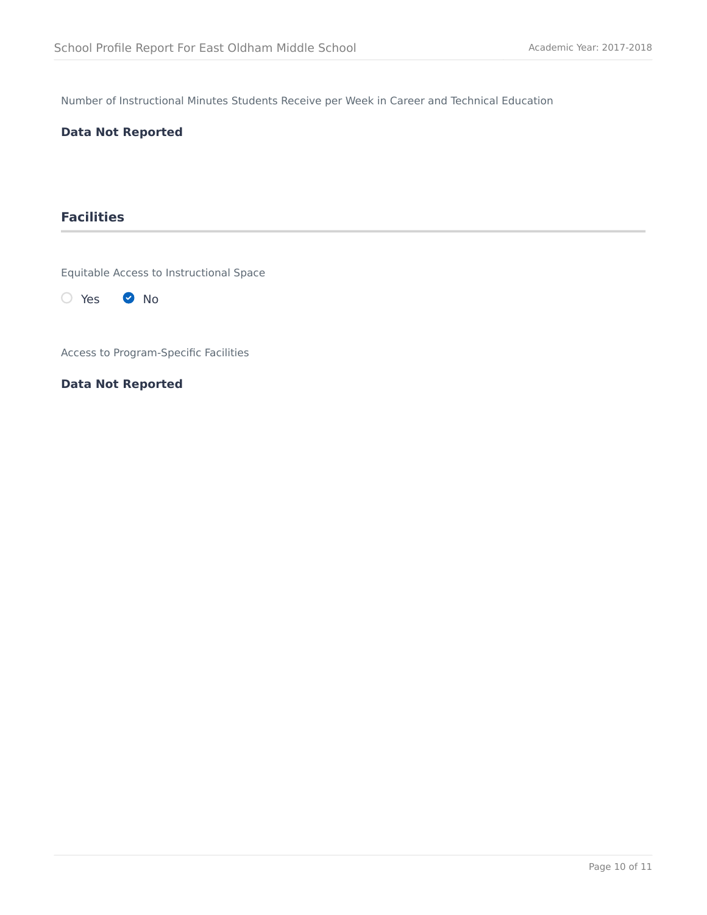Number of Instructional Minutes Students Receive per Week in Career and Technical Education

**Data Not Reported**

## Facilities

Equitable Access to Instructional Space

○ Yes ● No

Access to Program-Specific Facilities

**Data Not Reported**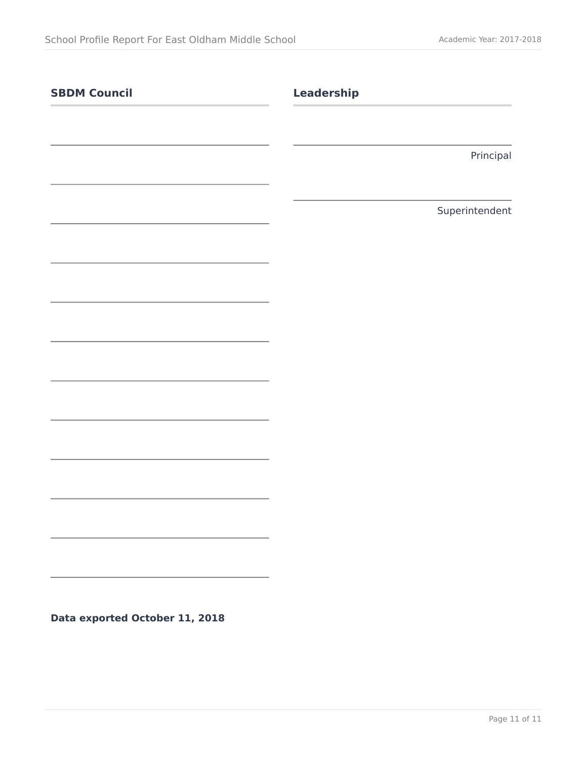## SBDM Council

\_\_\_\_\_\_\_\_\_\_\_\_\_\_\_\_\_\_\_\_\_\_\_\_\_\_\_\_\_\_\_\_\_\_\_\_

\_\_\_\_\_\_\_\_\_\_\_\_\_\_\_\_\_\_\_\_\_\_\_\_\_\_\_\_\_\_\_\_\_\_\_\_

\_\_\_\_\_\_\_\_\_\_\_\_\_\_\_\_\_\_\_\_\_\_\_\_\_\_\_\_\_\_\_\_\_\_\_\_

\_\_\_\_\_\_\_\_\_\_\_\_\_\_\_\_\_\_\_\_\_\_\_\_\_\_\_\_\_\_\_\_\_\_\_\_

\_\_\_\_\_\_\_\_\_\_\_\_\_\_\_\_\_\_\_\_\_\_\_\_\_\_\_\_\_\_\_\_\_\_\_\_

\_\_\_\_\_\_\_\_\_\_\_\_\_\_\_\_\_\_\_\_\_\_\_\_\_\_\_\_\_\_\_\_\_\_\_\_

\_\_\_\_\_\_\_\_\_\_\_\_\_\_\_\_\_\_\_\_\_\_\_\_\_\_\_\_\_\_\_\_\_\_\_\_

\_\_\_\_\_\_\_\_\_\_\_\_\_\_\_\_\_\_\_\_\_\_\_\_\_\_\_\_\_\_\_\_\_\_\_\_

\_\_\_\_\_\_\_\_\_\_\_\_\_\_\_\_\_\_\_\_\_\_\_\_\_\_\_\_\_\_\_\_\_\_\_\_

\_\_\_\_\_\_\_\_\_\_\_\_\_\_\_\_\_\_\_\_\_\_\_\_\_\_\_\_\_\_\_\_\_\_\_\_

\_\_\_\_\_\_\_\_\_\_\_\_\_\_\_\_\_\_\_\_\_\_\_\_\_\_\_\_\_\_\_\_\_\_\_\_

\_\_\_\_\_\_\_\_\_\_\_\_\_\_\_\_\_\_\_\_\_\_\_\_\_\_\_\_\_\_\_\_\_\_\_\_

## Leadership

\_\_\_\_\_\_\_\_\_\_\_\_\_\_\_\_\_\_\_\_\_\_\_\_\_\_\_\_\_\_\_\_\_\_\_\_

Principal

\_\_\_\_\_\_\_\_\_\_\_\_\_\_\_\_\_\_\_\_\_\_\_\_\_\_\_\_\_\_\_\_\_\_\_\_

Superintendent

**Data exported October 11, 2018**